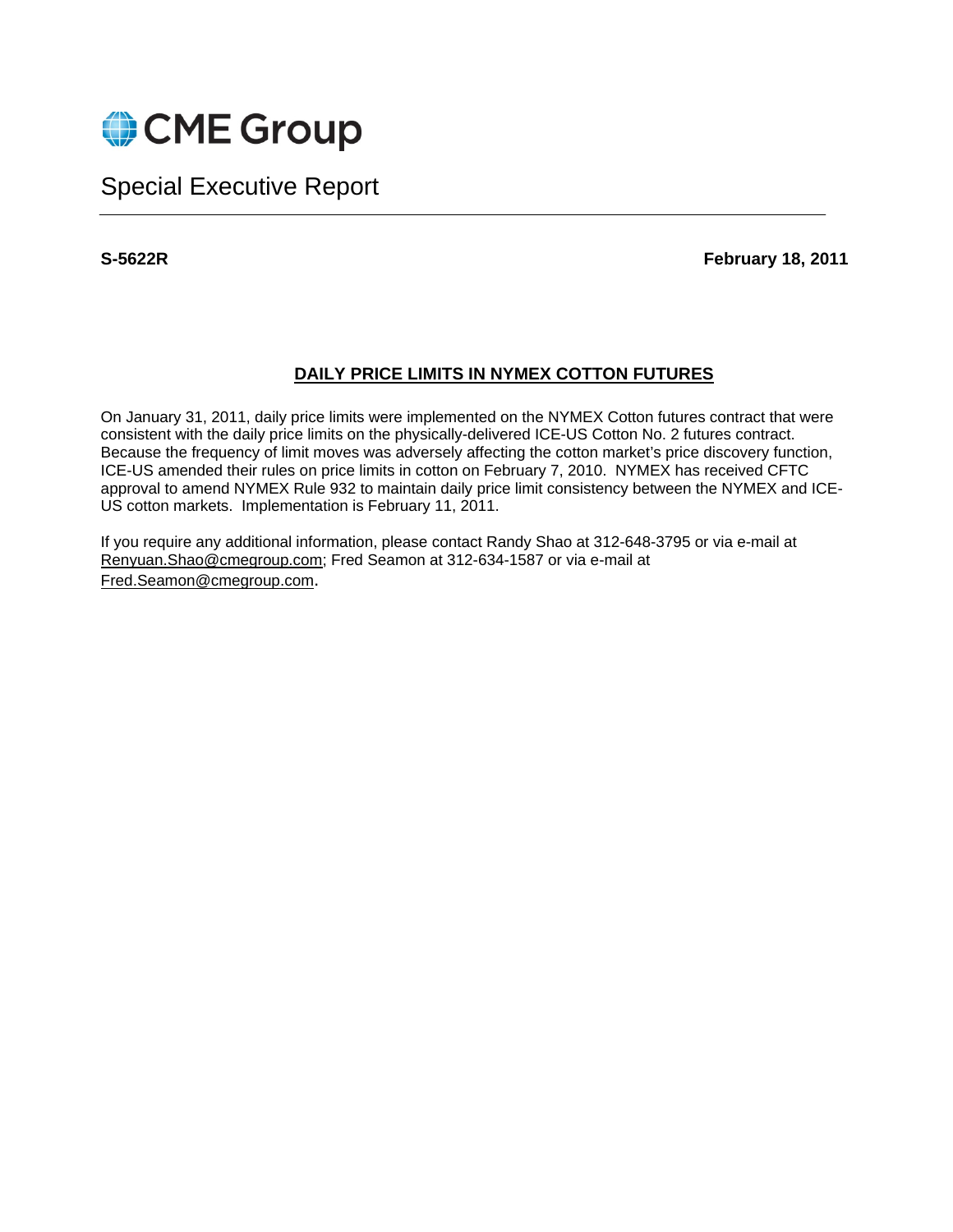CME Group

# Special Executive Report

**S-5622R** **February 18, 2011**

## DAILY PRICE LIMITS IN NYMEX COTTON FUTURES

On January 31, 2011, daily price limits were implemented on the NYMEX Cotton futures contract that were consistent with the daily price limits on the physically-delivered ICE-US Cotton No. 2 futures contract. Because the frequency of limit moves was adversely affecting the cotton market's price discovery function, ICE-US amended their rules on price limits in cotton on February 7, 2010. NYMEX has received CFTC approval to amend NYMEX Rule 932 to maintain daily price limit consistency between the NYMEX and ICE-US cotton markets. Implementation is February 11, 2011.

If you require any additional information, please contact Randy Shao at 312-648-3795 or via e-mail at Renyuan.Shao@cmegroup.com; Fred Seamon at 312-634-1587 or via e-mail at Fred.Seamon@cmegroup.com.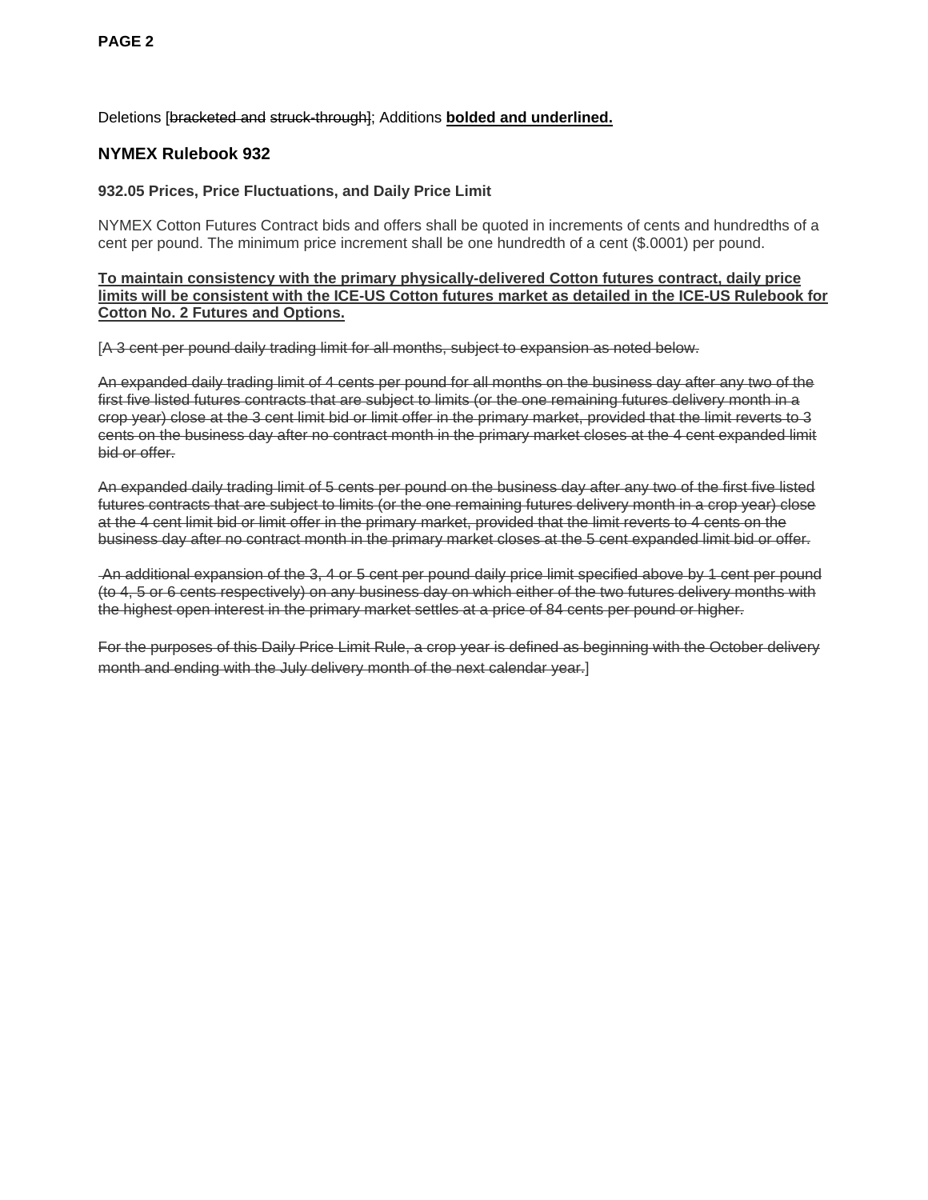Deletions [~~bracketed and struck-through~~]; Additions **<u>bolded and underlined.</u>**

## NYMEX Rulebook 932

### 932.05 Prices, Price Fluctuations, and Daily Price Limit

NYMEX Cotton Futures Contract bids and offers shall be quoted in increments of cents and hundredths of a cent per pound. The minimum price increment shall be one hundredth of a cent ($.0001) per pound.

**<u>To maintain consistency with the primary physically-delivered Cotton futures contract, daily price limits will be consistent with the ICE-US Cotton futures market as detailed in the ICE-US Rulebook for Cotton No. 2 Futures and Options.</u>**

[~~A 3 cent per pound daily trading limit for all months, subject to expansion as noted below.~~

~~An expanded daily trading limit of 4 cents per pound for all months on the business day after any two of the first five listed futures contracts that are subject to limits (or the one remaining futures delivery month in a crop year) close at the 3 cent limit bid or limit offer in the primary market, provided that the limit reverts to 3 cents on the business day after no contract month in the primary market closes at the 4 cent expanded limit bid or offer.~~

~~An expanded daily trading limit of 5 cents per pound on the business day after any two of the first five listed futures contracts that are subject to limits (or the one remaining futures delivery month in a crop year) close at the 4 cent limit bid or limit offer in the primary market, provided that the limit reverts to 4 cents on the business day after no contract month in the primary market closes at the 5 cent expanded limit bid or offer.~~

~~An additional expansion of the 3, 4 or 5 cent per pound daily price limit specified above by 1 cent per pound (to 4, 5 or 6 cents respectively) on any business day on which either of the two futures delivery months with the highest open interest in the primary market settles at a price of 84 cents per pound or higher.~~

~~For the purposes of this Daily Price Limit Rule, a crop year is defined as beginning with the October delivery month and ending with the July delivery month of the next calendar year.~~]